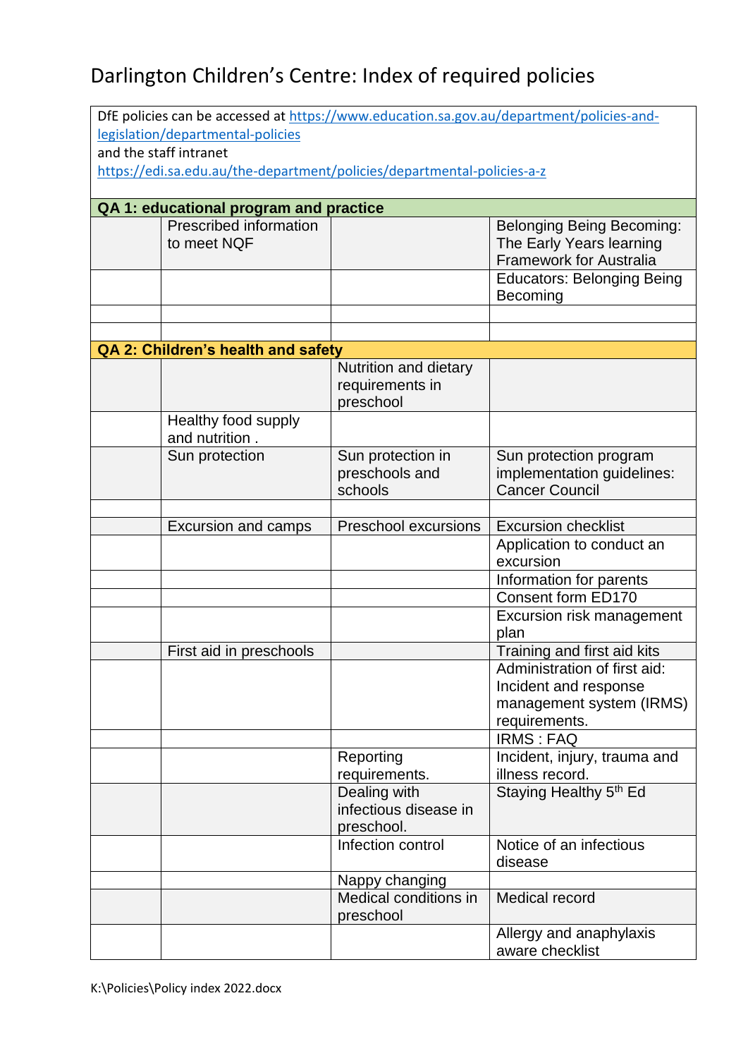# Darlington Children's Centre: Index of required policies

DfE policies can be accessed at https://www.education.sa.gov.au/department/policies-and-legislation/departmental-policies
and the staff intranet
https://edi.sa.edu.au/the-department/policies/departmental-policies-a-z

| | | | |
|---|---|---|---|
| **QA 1: educational program and practice** | | | |
| | Prescribed information to meet NQF | | Belonging Being Becoming: The Early Years learning Framework for Australia |
| | | | Educators: Belonging Being Becoming |
| | | | |
| | | | |
| **QA 2: Children's health and safety** | | | |
| | | Nutrition and dietary requirements in preschool | |
| | Healthy food supply and nutrition . | | |
| | Sun protection | Sun protection in preschools and schools | Sun protection program implementation guidelines: Cancer Council |
| | | | |
| | Excursion and camps | Preschool excursions | Excursion checklist |
| | | | Application to conduct an excursion |
| | | | Information for parents |
| | | | Consent form ED170 |
| | | | Excursion risk management plan |
| | First aid in preschools | | Training and first aid kits |
| | | | Administration of first aid: Incident and response management system (IRMS) requirements. |
| | | | IRMS : FAQ |
| | | Reporting requirements. | Incident, injury, trauma and illness record. |
| | | Dealing with infectious disease in preschool. | Staying Healthy 5th Ed |
| | | Infection control | Notice of an infectious disease |
| | | Nappy changing | |
| | | Medical conditions in preschool | Medical record |
| | | | Allergy and anaphylaxis aware checklist |

K:\Policies\Policy index 2022.docx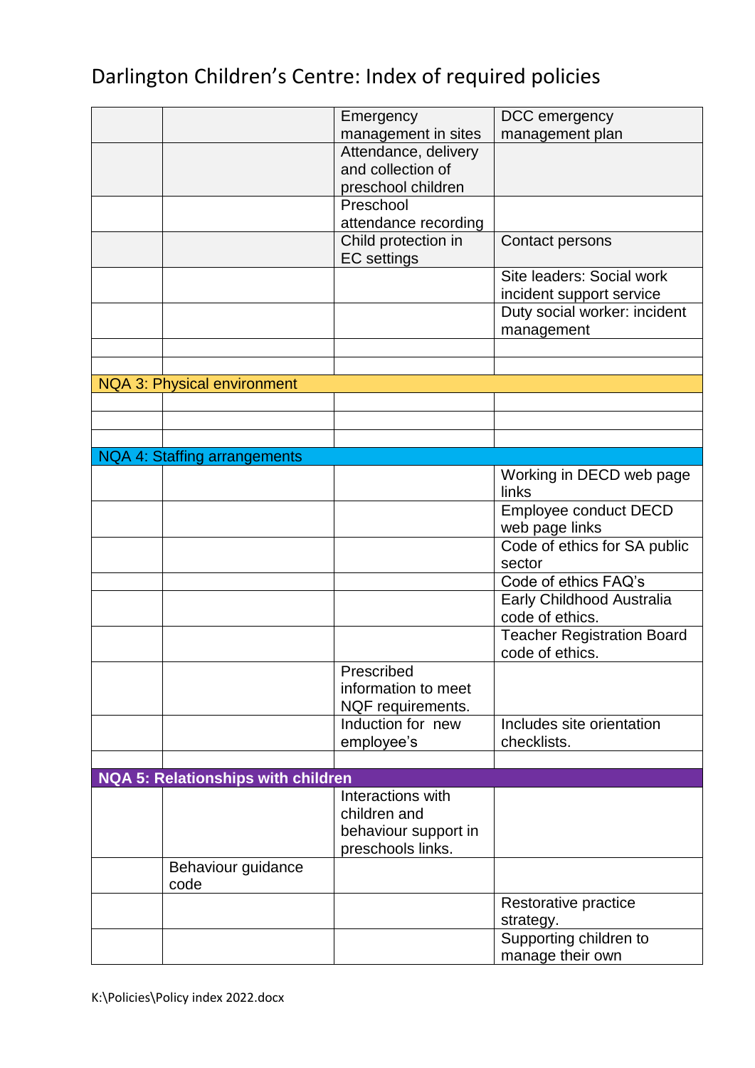# Darlington Children's Centre: Index of required policies

| | | | |
|---|---|---|---|
| | | Emergency management in sites | DCC emergency management plan |
| | | Attendance, delivery and collection of preschool children | |
| | | Preschool attendance recording | |
| | | Child protection in EC settings | Contact persons |
| | | | Site leaders: Social work incident support service |
| | | | Duty social worker: incident management |
| | | | |
| | | | |
| **NQA 3: Physical environment** | | | |
| | | | |
| | | | |
| | | | |
| **NQA 4: Staffing arrangements** | | | |
| | | | Working in DECD web page links |
| | | | Employee conduct DECD web page links |
| | | | Code of ethics for SA public sector |
| | | | Code of ethics FAQ's |
| | | | Early Childhood Australia code of ethics. |
| | | | Teacher Registration Board code of ethics. |
| | | Prescribed information to meet NQF requirements. | |
| | | Induction for new employee's | Includes site orientation checklists. |
| | | | |
| **NQA 5: Relationships with children** | | | |
| | | Interactions with children and behaviour support in preschools links. | |
| | Behaviour guidance code | | |
| | | | Restorative practice strategy. |
| | | | Supporting children to manage their own |

K:\Policies\Policy index 2022.docx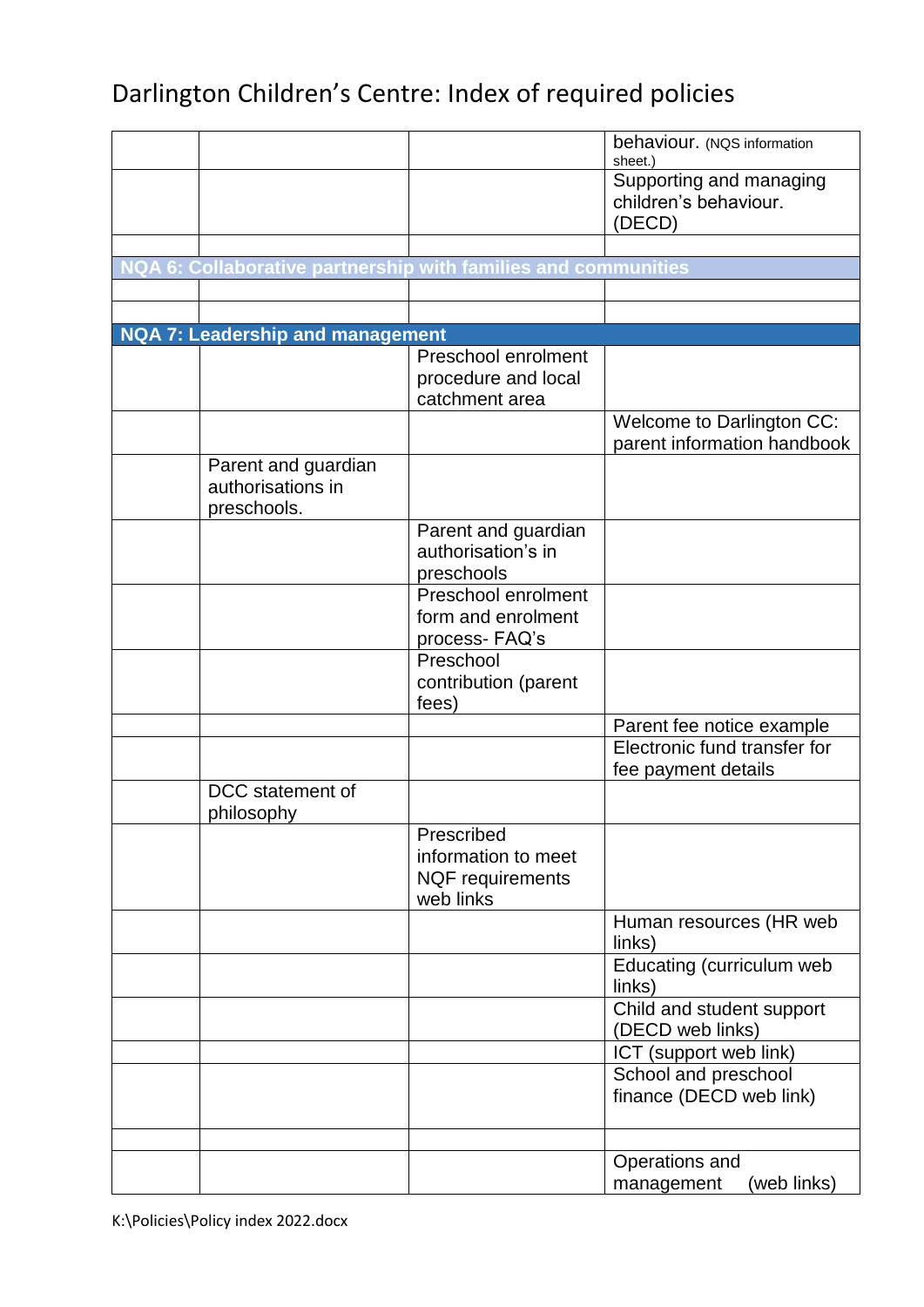# Darlington Children's Centre: Index of required policies

| | | | |
|---|---|---|---|
| | | | behaviour. (NQS information sheet.) |
| | | | Supporting and managing children's behaviour. (DECD) |
| | | | |
| **NQA 6: Collaborative partnership with families and communities** | | | |
| | | | |
| | | | |
| **NQA 7: Leadership and management** | | | |
| | | Preschool enrolment procedure and local catchment area | |
| | | | Welcome to Darlington CC: parent information handbook |
| | Parent and guardian authorisations in preschools. | | |
| | | Parent and guardian authorisation's in preschools | |
| | | Preschool enrolment form and enrolment process- FAQ's | |
| | | Preschool contribution (parent fees) | |
| | | | Parent fee notice example |
| | | | Electronic fund transfer for fee payment details |
| | DCC statement of philosophy | | |
| | | Prescribed information to meet NQF requirements web links | |
| | | | Human resources (HR web links) |
| | | | Educating (curriculum web links) |
| | | | Child and student support (DECD web links) |
| | | | ICT (support web link) |
| | | | School and preschool finance (DECD web link) |
| | | | |
| | | | Operations and management (web links) |

K:\Policies\Policy index 2022.docx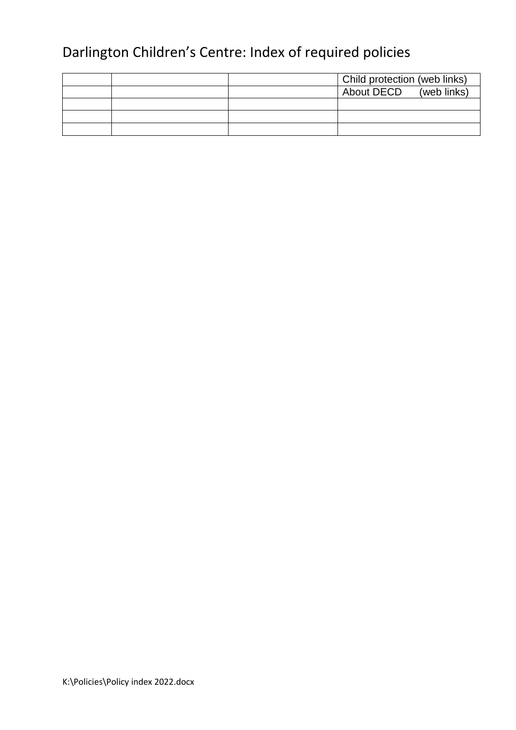# Darlington Children's Centre: Index of required policies

| | | | |
|---|---|---|---|
| | | | Child protection (web links) |
| | | | About DECD (web links) |
| | | | |
| | | | |
| | | | |

K:\Policies\Policy index 2022.docx